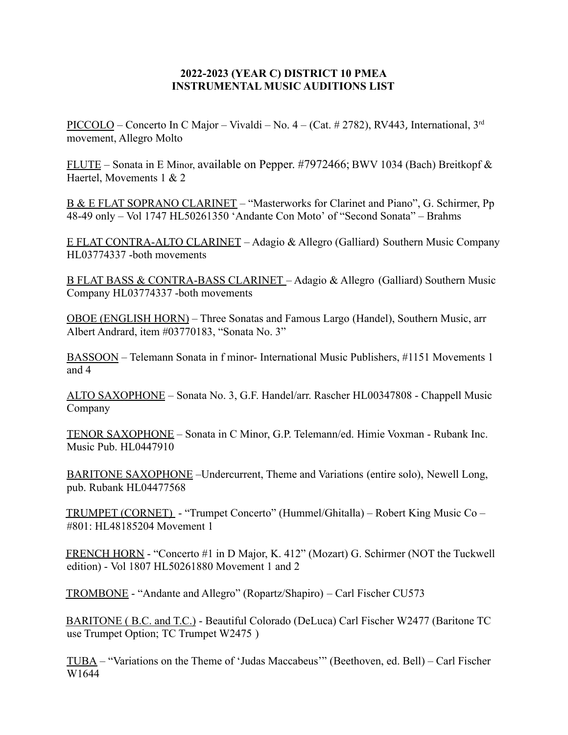**2022-2023 (YEAR C) DISTRICT 10 PMEA**
**INSTRUMENTAL MUSIC AUDITIONS LIST**

PICCOLO – Concerto In C Major – Vivaldi – No. 4 – (Cat. # 2782), RV443, International, 3rd movement, Allegro Molto

FLUTE – Sonata in E Minor, available on Pepper. #7972466; BWV 1034 (Bach) Breitkopf & Haertel, Movements 1 & 2

B & E FLAT SOPRANO CLARINET – "Masterworks for Clarinet and Piano", G. Schirmer, Pp 48-49 only – Vol 1747 HL50261350 'Andante Con Moto' of "Second Sonata" – Brahms

E FLAT CONTRA-ALTO CLARINET – Adagio & Allegro (Galliard) Southern Music Company HL03774337 -both movements

B FLAT BASS & CONTRA-BASS CLARINET – Adagio & Allegro (Galliard) Southern Music Company HL03774337 -both movements

OBOE (ENGLISH HORN) – Three Sonatas and Famous Largo (Handel), Southern Music, arr Albert Andrard, item #03770183, "Sonata No. 3"

BASSOON – Telemann Sonata in f minor- International Music Publishers, #1151 Movements 1 and 4

ALTO SAXOPHONE – Sonata No. 3, G.F. Handel/arr. Rascher HL00347808 - Chappell Music Company

TENOR SAXOPHONE – Sonata in C Minor, G.P. Telemann/ed. Himie Voxman - Rubank Inc. Music Pub. HL0447910

BARITONE SAXOPHONE –Undercurrent, Theme and Variations (entire solo), Newell Long, pub. Rubank HL04477568

TRUMPET (CORNET) - "Trumpet Concerto" (Hummel/Ghitalla) – Robert King Music Co – #801: HL48185204 Movement 1

FRENCH HORN - "Concerto #1 in D Major, K. 412" (Mozart) G. Schirmer (NOT the Tuckwell edition) - Vol 1807 HL50261880 Movement 1 and 2

TROMBONE - "Andante and Allegro" (Ropartz/Shapiro) – Carl Fischer CU573

BARITONE ( B.C. and T.C.) - Beautiful Colorado (DeLuca) Carl Fischer W2477 (Baritone TC use Trumpet Option; TC Trumpet W2475 )

TUBA – "Variations on the Theme of 'Judas Maccabeus'" (Beethoven, ed. Bell) – Carl Fischer W1644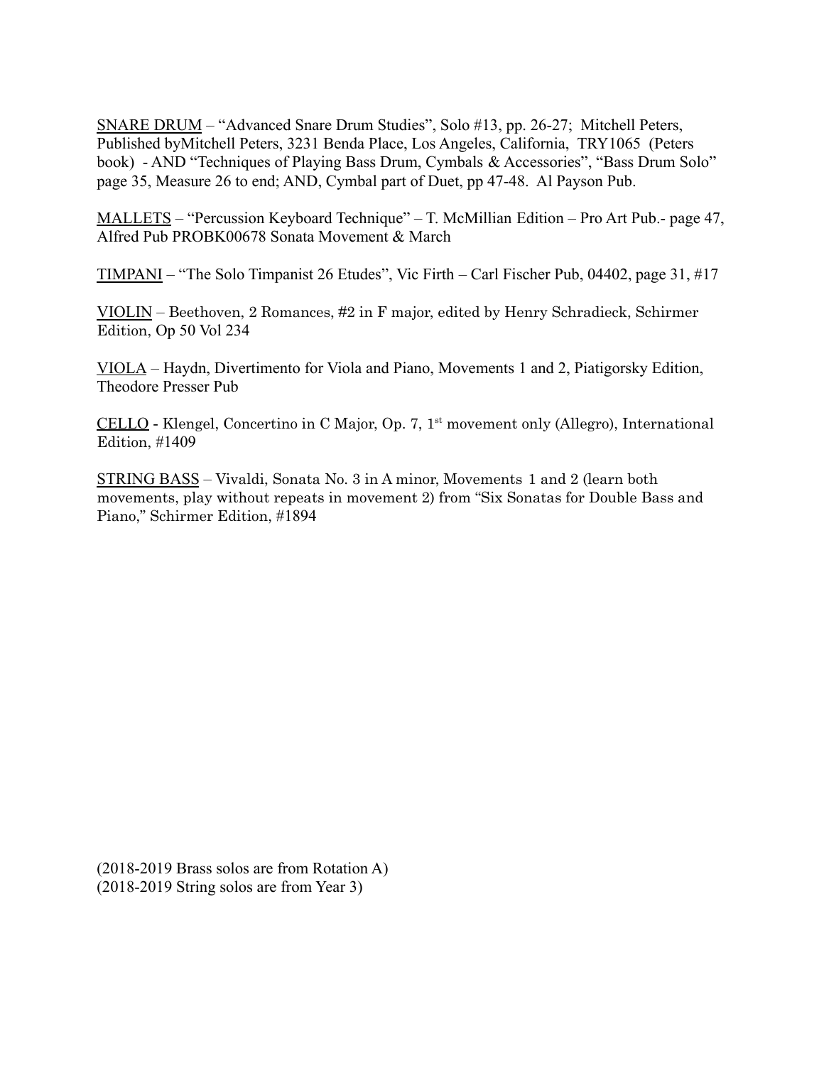<u>SNARE DRUM</u> – "Advanced Snare Drum Studies", Solo #13, pp. 26-27; Mitchell Peters, Published byMitchell Peters, 3231 Benda Place, Los Angeles, California, TRY1065 (Peters book) - AND "Techniques of Playing Bass Drum, Cymbals & Accessories", "Bass Drum Solo" page 35, Measure 26 to end; AND, Cymbal part of Duet, pp 47-48. Al Payson Pub.

<u>MALLETS</u> – "Percussion Keyboard Technique" – T. McMillian Edition – Pro Art Pub.- page 47, Alfred Pub PROBK00678 Sonata Movement & March

<u>TIMPANI</u> – "The Solo Timpanist 26 Etudes", Vic Firth – Carl Fischer Pub, 04402, page 31, #17

<u>VIOLIN</u> – Beethoven, 2 Romances, #2 in F major, edited by Henry Schradieck, Schirmer Edition, Op 50 Vol 234

<u>VIOLA</u> – Haydn, Divertimento for Viola and Piano, Movements 1 and 2, Piatigorsky Edition, Theodore Presser Pub

<u>CELLO</u> - Klengel, Concertino in C Major, Op. 7, 1st movement only (Allegro), International Edition, #1409

<u>STRING BASS</u> – Vivaldi, Sonata No. 3 in A minor, Movements 1 and 2 (learn both movements, play without repeats in movement 2) from "Six Sonatas for Double Bass and Piano," Schirmer Edition, #1894

(2018-2019 Brass solos are from Rotation A)
(2018-2019 String solos are from Year 3)